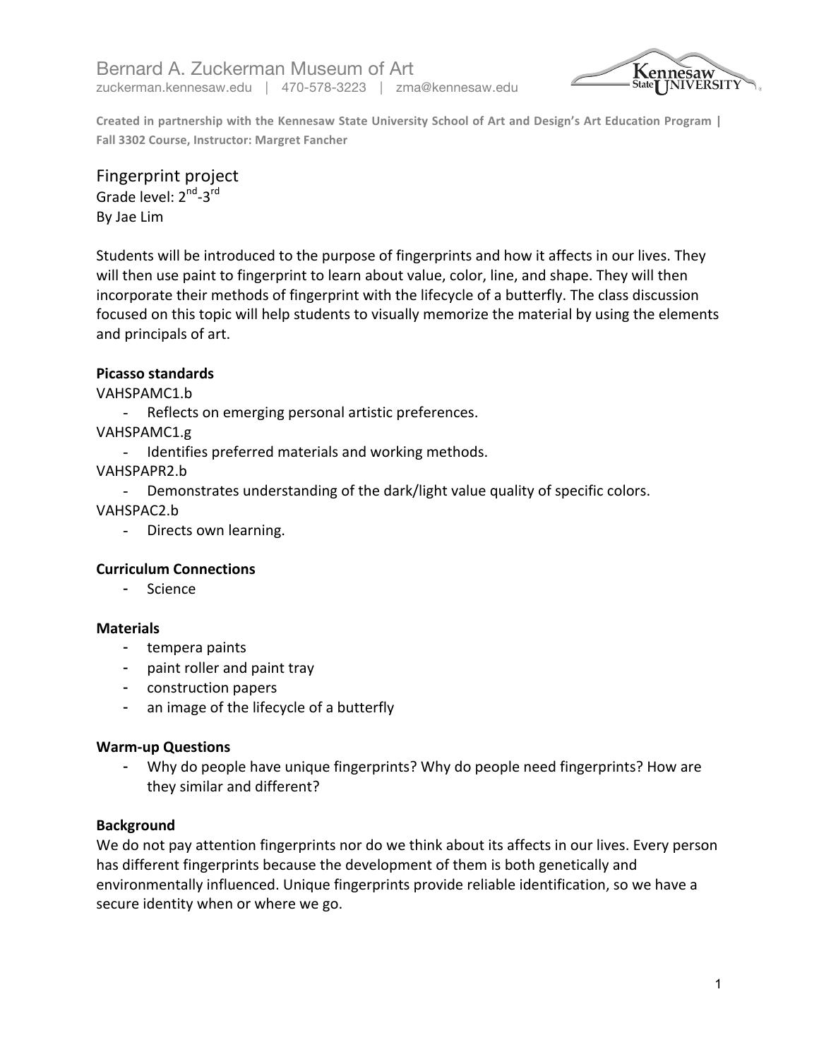Bernard A. Zuckerman Museum of Art
zuckerman.kennesaw.edu | 470-578-3223 | zma@kennesaw.edu

**Created in partnership with the Kennesaw State University School of Art and Design's Art Education Program | Fall 3302 Course, Instructor: Margret Fancher**

# Fingerprint project

Grade level: 2nd-3rd
By Jae Lim

Students will be introduced to the purpose of fingerprints and how it affects in our lives. They will then use paint to fingerprint to learn about value, color, line, and shape. They will then incorporate their methods of fingerprint with the lifecycle of a butterfly. The class discussion focused on this topic will help students to visually memorize the material by using the elements and principals of art.

**Picasso standards**

VAHSPAMC1.b

- Reflects on emerging personal artistic preferences.

VAHSPAMC1.g

- Identifies preferred materials and working methods.

VAHSPAPR2.b

- Demonstrates understanding of the dark/light value quality of specific colors.

VAHSPAC2.b

- Directs own learning.

**Curriculum Connections**

- Science

**Materials**

- tempera paints
- paint roller and paint tray
- construction papers
- an image of the lifecycle of a butterfly

**Warm-up Questions**

- Why do people have unique fingerprints? Why do people need fingerprints? How are they similar and different?

**Background**

We do not pay attention fingerprints nor do we think about its affects in our lives. Every person has different fingerprints because the development of them is both genetically and environmentally influenced. Unique fingerprints provide reliable identification, so we have a secure identity when or where we go.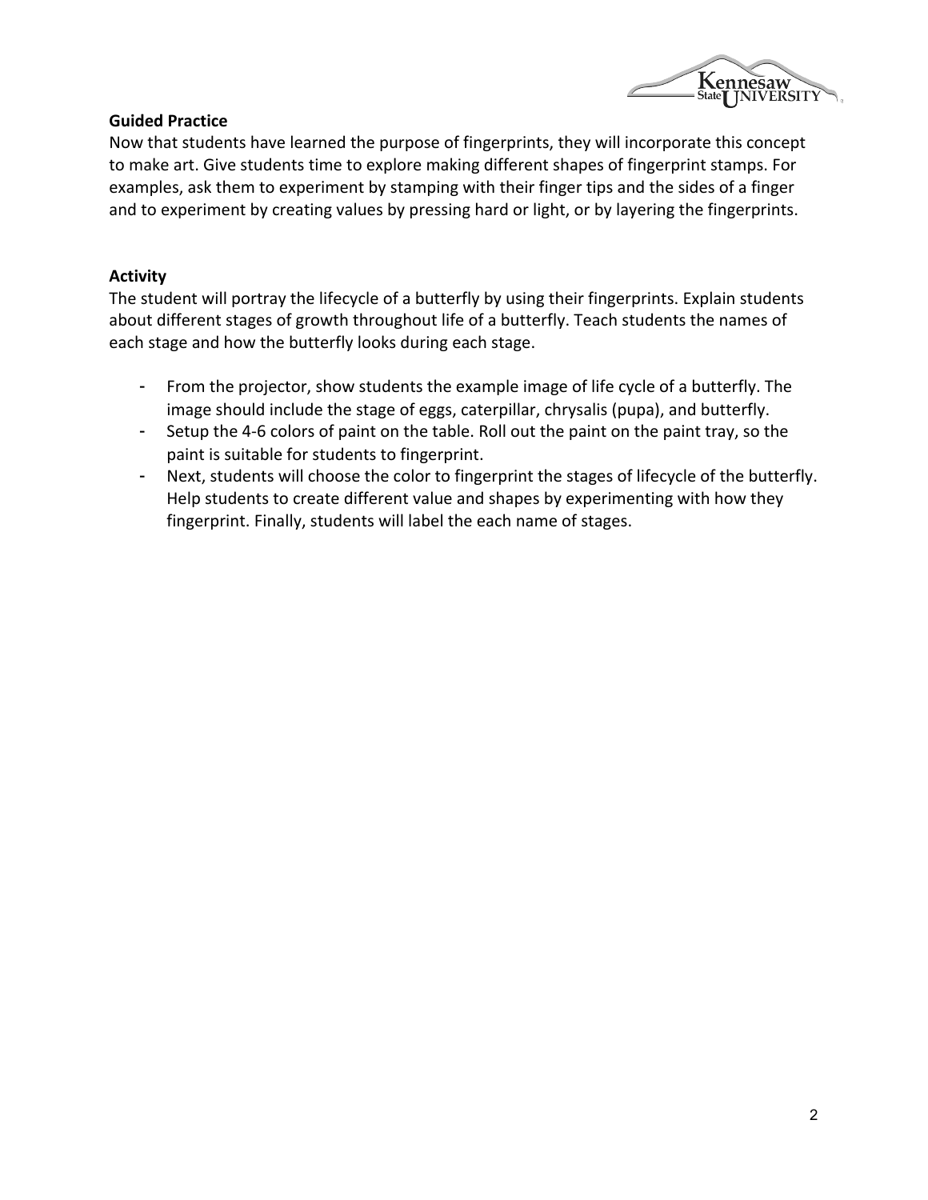**Guided Practice**

Now that students have learned the purpose of fingerprints, they will incorporate this concept to make art. Give students time to explore making different shapes of fingerprint stamps. For examples, ask them to experiment by stamping with their finger tips and the sides of a finger and to experiment by creating values by pressing hard or light, or by layering the fingerprints.

**Activity**

The student will portray the lifecycle of a butterfly by using their fingerprints. Explain students about different stages of growth throughout life of a butterfly. Teach students the names of each stage and how the butterfly looks during each stage.

- From the projector, show students the example image of life cycle of a butterfly. The image should include the stage of eggs, caterpillar, chrysalis (pupa), and butterfly.
- Setup the 4-6 colors of paint on the table. Roll out the paint on the paint tray, so the paint is suitable for students to fingerprint.
- Next, students will choose the color to fingerprint the stages of lifecycle of the butterfly. Help students to create different value and shapes by experimenting with how they fingerprint. Finally, students will label the each name of stages.